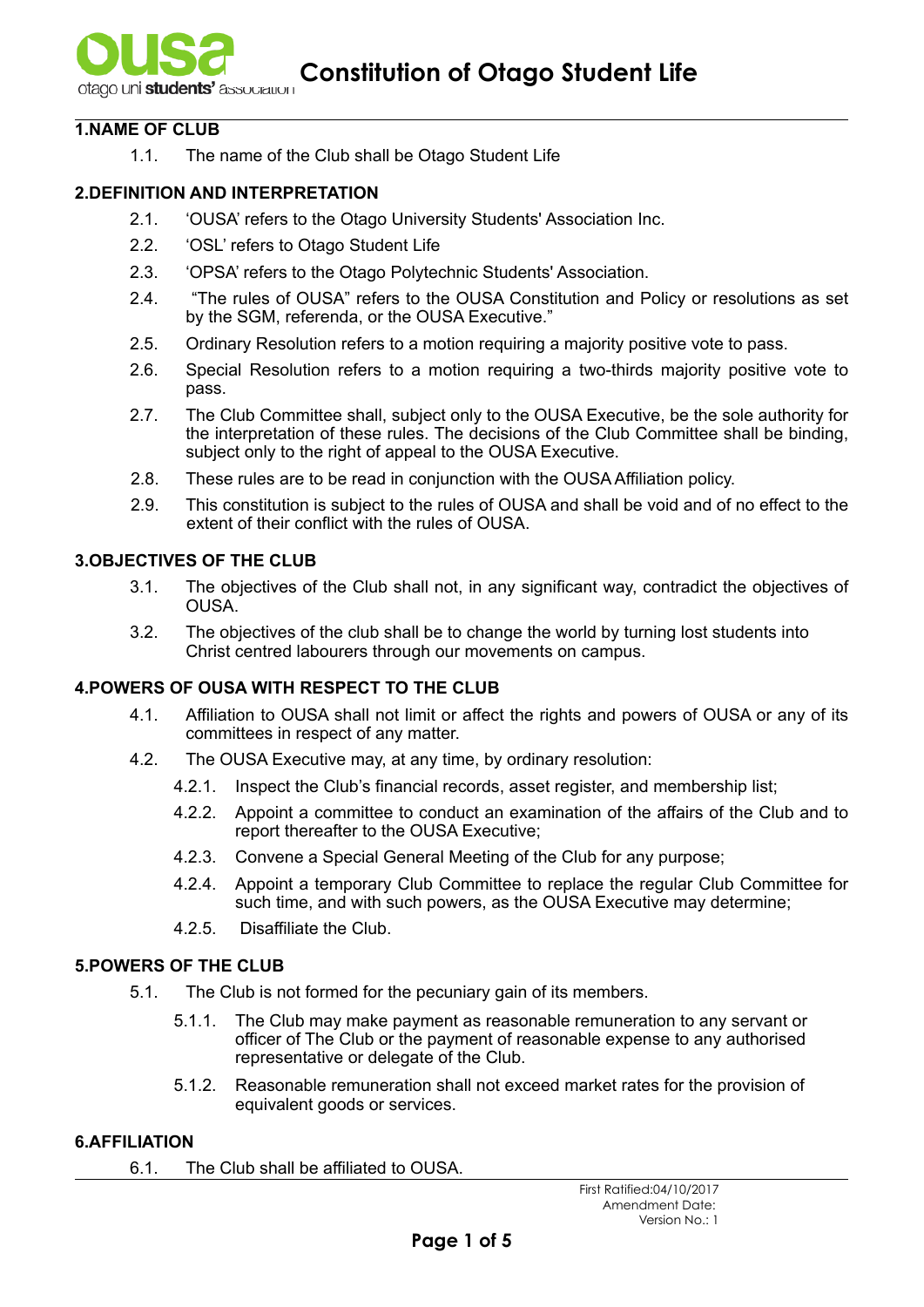# Constitution of Otago Student Life

## 1. NAME OF CLUB

1.1. The name of the Club shall be Otago Student Life

## 2. DEFINITION AND INTERPRETATION

2.1. 'OUSA' refers to the Otago University Students' Association Inc.

2.2. 'OSL' refers to Otago Student Life

2.3. 'OPSA' refers to the Otago Polytechnic Students' Association.

2.4. "The rules of OUSA" refers to the OUSA Constitution and Policy or resolutions as set by the SGM, referenda, or the OUSA Executive."

2.5. Ordinary Resolution refers to a motion requiring a majority positive vote to pass.

2.6. Special Resolution refers to a motion requiring a two-thirds majority positive vote to pass.

2.7. The Club Committee shall, subject only to the OUSA Executive, be the sole authority for the interpretation of these rules. The decisions of the Club Committee shall be binding, subject only to the right of appeal to the OUSA Executive.

2.8. These rules are to be read in conjunction with the OUSA Affiliation policy.

2.9. This constitution is subject to the rules of OUSA and shall be void and of no effect to the extent of their conflict with the rules of OUSA.

## 3. OBJECTIVES OF THE CLUB

3.1. The objectives of the Club shall not, in any significant way, contradict the objectives of OUSA.

3.2. The objectives of the club shall be to change the world by turning lost students into Christ centred labourers through our movements on campus.

## 4. POWERS OF OUSA WITH RESPECT TO THE CLUB

4.1. Affiliation to OUSA shall not limit or affect the rights and powers of OUSA or any of its committees in respect of any matter.

4.2. The OUSA Executive may, at any time, by ordinary resolution:

- 4.2.1. Inspect the Club's financial records, asset register, and membership list;
- 4.2.2. Appoint a committee to conduct an examination of the affairs of the Club and to report thereafter to the OUSA Executive;
- 4.2.3. Convene a Special General Meeting of the Club for any purpose;
- 4.2.4. Appoint a temporary Club Committee to replace the regular Club Committee for such time, and with such powers, as the OUSA Executive may determine;
- 4.2.5. Disaffiliate the Club.

## 5. POWERS OF THE CLUB

5.1. The Club is not formed for the pecuniary gain of its members.

- 5.1.1. The Club may make payment as reasonable remuneration to any servant or officer of The Club or the payment of reasonable expense to any authorised representative or delegate of the Club.
- 5.1.2. Reasonable remuneration shall not exceed market rates for the provision of equivalent goods or services.

## 6. AFFILIATION

6.1. The Club shall be affiliated to OUSA.

First Ratified:04/10/2017
Amendment Date:
Version No.: 1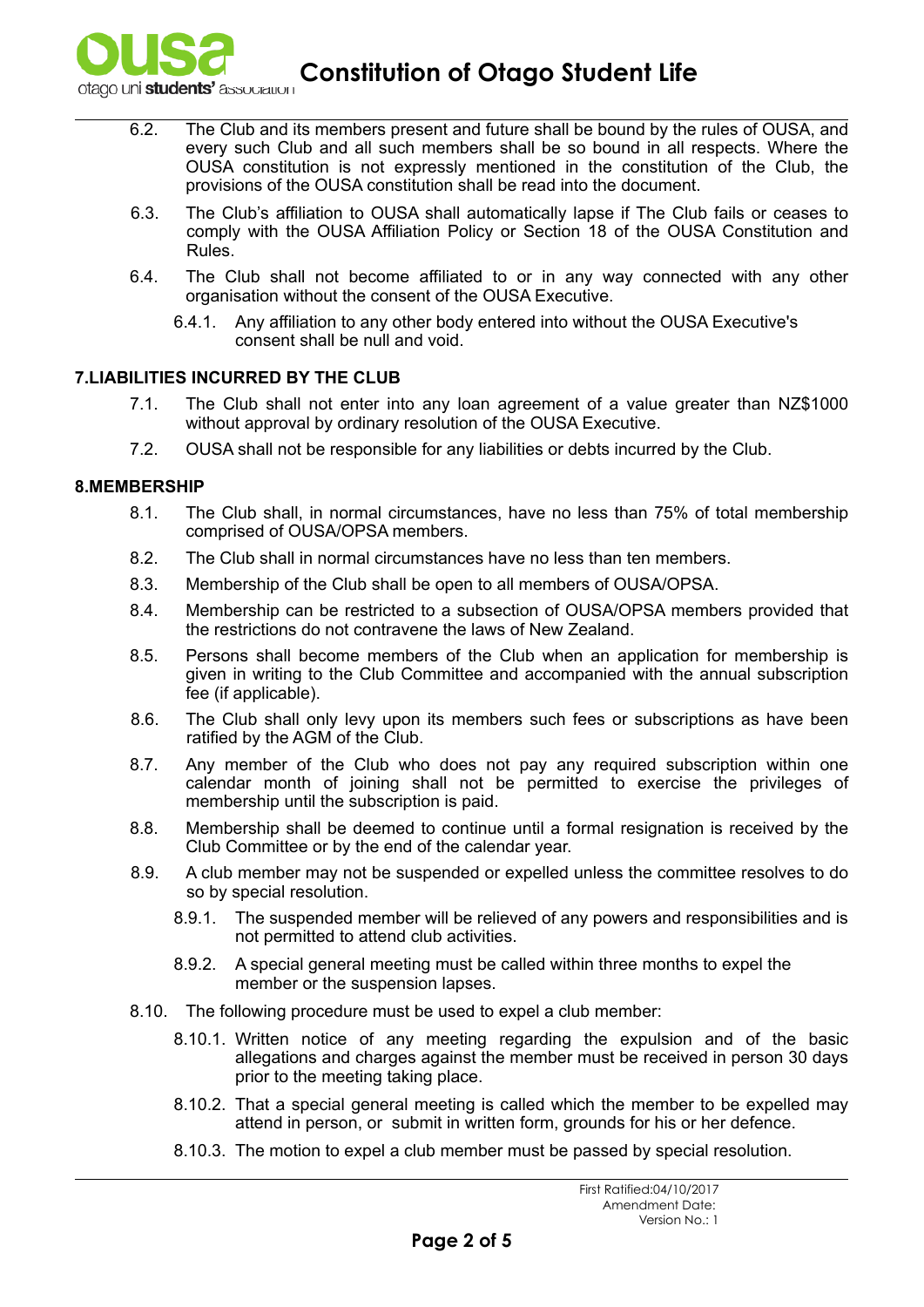6.2. The Club and its members present and future shall be bound by the rules of OUSA, and every such Club and all such members shall be so bound in all respects. Where the OUSA constitution is not expressly mentioned in the constitution of the Club, the provisions of the OUSA constitution shall be read into the document.

6.3. The Club's affiliation to OUSA shall automatically lapse if The Club fails or ceases to comply with the OUSA Affiliation Policy or Section 18 of the OUSA Constitution and Rules.

6.4. The Club shall not become affiliated to or in any way connected with any other organisation without the consent of the OUSA Executive.

6.4.1. Any affiliation to any other body entered into without the OUSA Executive's consent shall be null and void.

## 7.LIABILITIES INCURRED BY THE CLUB

7.1. The Club shall not enter into any loan agreement of a value greater than NZ$1000 without approval by ordinary resolution of the OUSA Executive.

7.2. OUSA shall not be responsible for any liabilities or debts incurred by the Club.

## 8.MEMBERSHIP

8.1. The Club shall, in normal circumstances, have no less than 75% of total membership comprised of OUSA/OPSA members.

8.2. The Club shall in normal circumstances have no less than ten members.

8.3. Membership of the Club shall be open to all members of OUSA/OPSA.

8.4. Membership can be restricted to a subsection of OUSA/OPSA members provided that the restrictions do not contravene the laws of New Zealand.

8.5. Persons shall become members of the Club when an application for membership is given in writing to the Club Committee and accompanied with the annual subscription fee (if applicable).

8.6. The Club shall only levy upon its members such fees or subscriptions as have been ratified by the AGM of the Club.

8.7. Any member of the Club who does not pay any required subscription within one calendar month of joining shall not be permitted to exercise the privileges of membership until the subscription is paid.

8.8. Membership shall be deemed to continue until a formal resignation is received by the Club Committee or by the end of the calendar year.

8.9. A club member may not be suspended or expelled unless the committee resolves to do so by special resolution.

8.9.1. The suspended member will be relieved of any powers and responsibilities and is not permitted to attend club activities.

8.9.2. A special general meeting must be called within three months to expel the member or the suspension lapses.

8.10. The following procedure must be used to expel a club member:

8.10.1. Written notice of any meeting regarding the expulsion and of the basic allegations and charges against the member must be received in person 30 days prior to the meeting taking place.

8.10.2. That a special general meeting is called which the member to be expelled may attend in person, or submit in written form, grounds for his or her defence.

8.10.3. The motion to expel a club member must be passed by special resolution.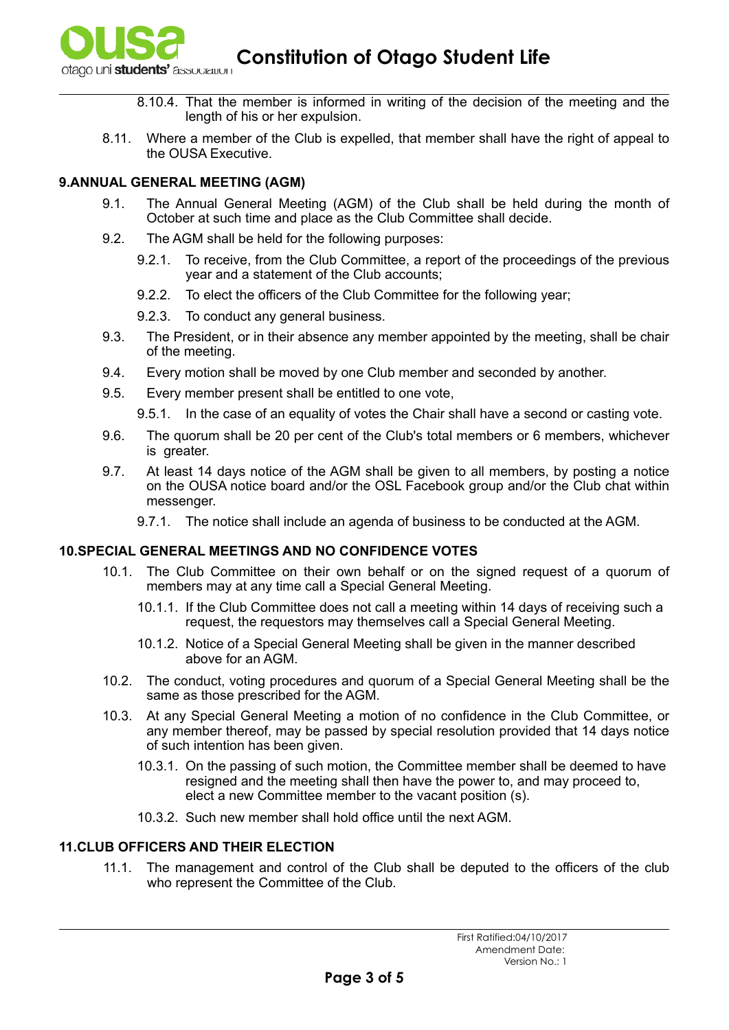8.10.4. That the member is informed in writing of the decision of the meeting and the length of his or her expulsion.

8.11. Where a member of the Club is expelled, that member shall have the right of appeal to the OUSA Executive.

## 9. ANNUAL GENERAL MEETING (AGM)

9.1. The Annual General Meeting (AGM) of the Club shall be held during the month of October at such time and place as the Club Committee shall decide.

9.2. The AGM shall be held for the following purposes:

9.2.1. To receive, from the Club Committee, a report of the proceedings of the previous year and a statement of the Club accounts;

9.2.2. To elect the officers of the Club Committee for the following year;

9.2.3. To conduct any general business.

9.3. The President, or in their absence any member appointed by the meeting, shall be chair of the meeting.

9.4. Every motion shall be moved by one Club member and seconded by another.

9.5. Every member present shall be entitled to one vote,

9.5.1. In the case of an equality of votes the Chair shall have a second or casting vote.

9.6. The quorum shall be 20 per cent of the Club's total members or 6 members, whichever is greater.

9.7. At least 14 days notice of the AGM shall be given to all members, by posting a notice on the OUSA notice board and/or the OSL Facebook group and/or the Club chat within messenger.

9.7.1. The notice shall include an agenda of business to be conducted at the AGM.

## 10. SPECIAL GENERAL MEETINGS AND NO CONFIDENCE VOTES

10.1. The Club Committee on their own behalf or on the signed request of a quorum of members may at any time call a Special General Meeting.

10.1.1. If the Club Committee does not call a meeting within 14 days of receiving such a request, the requestors may themselves call a Special General Meeting.

10.1.2. Notice of a Special General Meeting shall be given in the manner described above for an AGM.

10.2. The conduct, voting procedures and quorum of a Special General Meeting shall be the same as those prescribed for the AGM.

10.3. At any Special General Meeting a motion of no confidence in the Club Committee, or any member thereof, may be passed by special resolution provided that 14 days notice of such intention has been given.

10.3.1. On the passing of such motion, the Committee member shall be deemed to have resigned and the meeting shall then have the power to, and may proceed to, elect a new Committee member to the vacant position (s).

10.3.2. Such new member shall hold office until the next AGM.

## 11. CLUB OFFICERS AND THEIR ELECTION

11.1. The management and control of the Club shall be deputed to the officers of the club who represent the Committee of the Club.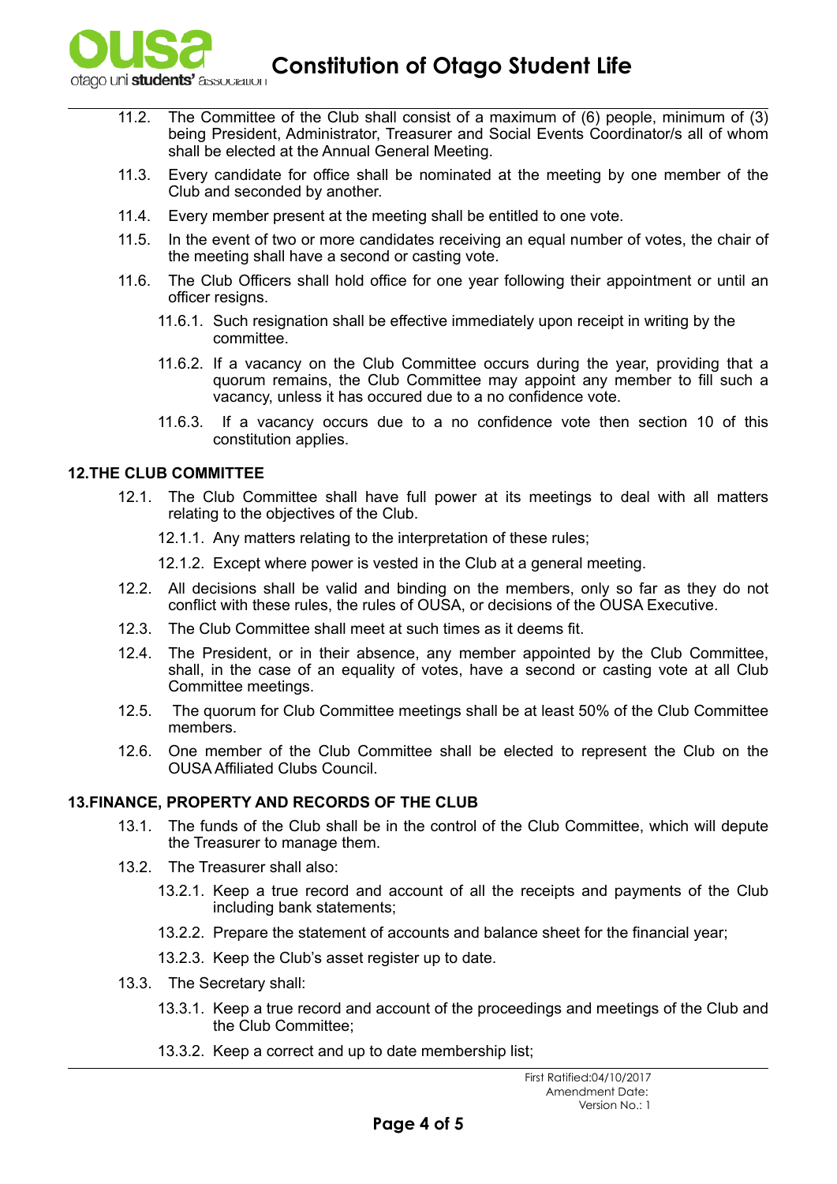11.2. The Committee of the Club shall consist of a maximum of (6) people, minimum of (3) being President, Administrator, Treasurer and Social Events Coordinator/s all of whom shall be elected at the Annual General Meeting.

11.3. Every candidate for office shall be nominated at the meeting by one member of the Club and seconded by another.

11.4. Every member present at the meeting shall be entitled to one vote.

11.5. In the event of two or more candidates receiving an equal number of votes, the chair of the meeting shall have a second or casting vote.

11.6. The Club Officers shall hold office for one year following their appointment or until an officer resigns.

11.6.1. Such resignation shall be effective immediately upon receipt in writing by the committee.

11.6.2. If a vacancy on the Club Committee occurs during the year, providing that a quorum remains, the Club Committee may appoint any member to fill such a vacancy, unless it has occured due to a no confidence vote.

11.6.3. If a vacancy occurs due to a no confidence vote then section 10 of this constitution applies.

## 12.THE CLUB COMMITTEE

12.1. The Club Committee shall have full power at its meetings to deal with all matters relating to the objectives of the Club.

12.1.1. Any matters relating to the interpretation of these rules;

12.1.2. Except where power is vested in the Club at a general meeting.

12.2. All decisions shall be valid and binding on the members, only so far as they do not conflict with these rules, the rules of OUSA, or decisions of the OUSA Executive.

12.3. The Club Committee shall meet at such times as it deems fit.

12.4. The President, or in their absence, any member appointed by the Club Committee, shall, in the case of an equality of votes, have a second or casting vote at all Club Committee meetings.

12.5. The quorum for Club Committee meetings shall be at least 50% of the Club Committee members.

12.6. One member of the Club Committee shall be elected to represent the Club on the OUSA Affiliated Clubs Council.

## 13.FINANCE, PROPERTY AND RECORDS OF THE CLUB

13.1. The funds of the Club shall be in the control of the Club Committee, which will depute the Treasurer to manage them.

13.2. The Treasurer shall also:

13.2.1. Keep a true record and account of all the receipts and payments of the Club including bank statements;

13.2.2. Prepare the statement of accounts and balance sheet for the financial year;

13.2.3. Keep the Club's asset register up to date.

13.3. The Secretary shall:

13.3.1. Keep a true record and account of the proceedings and meetings of the Club and the Club Committee;

13.3.2. Keep a correct and up to date membership list;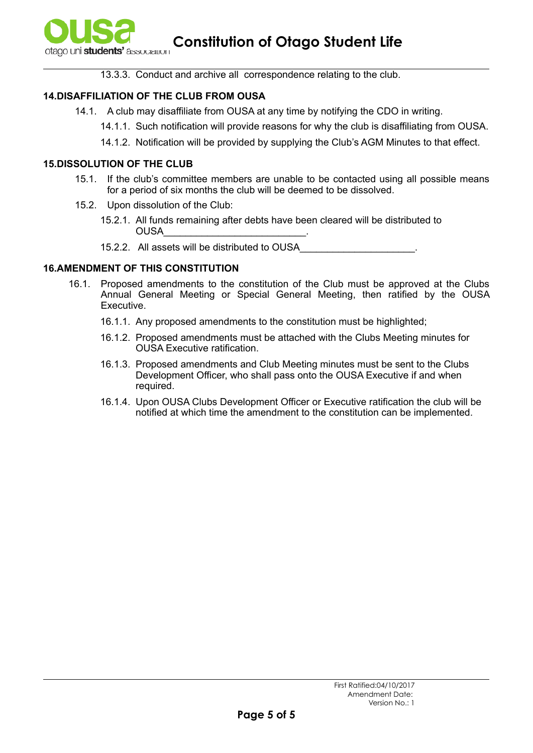13.3.3. Conduct and archive all correspondence relating to the club.

## 14. DISAFFILIATION OF THE CLUB FROM OUSA

14.1. A club may disaffiliate from OUSA at any time by notifying the CDO in writing.

14.1.1. Such notification will provide reasons for why the club is disaffiliating from OUSA.

14.1.2. Notification will be provided by supplying the Club's AGM Minutes to that effect.

## 15. DISSOLUTION OF THE CLUB

15.1. If the club's committee members are unable to be contacted using all possible means for a period of six months the club will be deemed to be dissolved.

15.2. Upon dissolution of the Club:

15.2.1. All funds remaining after debts have been cleared will be distributed to OUSA__________________________.

15.2.2. All assets will be distributed to OUSA_____________________.

## 16. AMENDMENT OF THIS CONSTITUTION

16.1. Proposed amendments to the constitution of the Club must be approved at the Clubs Annual General Meeting or Special General Meeting, then ratified by the OUSA Executive.

16.1.1. Any proposed amendments to the constitution must be highlighted;

16.1.2. Proposed amendments must be attached with the Clubs Meeting minutes for OUSA Executive ratification.

16.1.3. Proposed amendments and Club Meeting minutes must be sent to the Clubs Development Officer, who shall pass onto the OUSA Executive if and when required.

16.1.4. Upon OUSA Clubs Development Officer or Executive ratification the club will be notified at which time the amendment to the constitution can be implemented.

First Ratified:04/10/2017
Amendment Date:
Version No.: 1